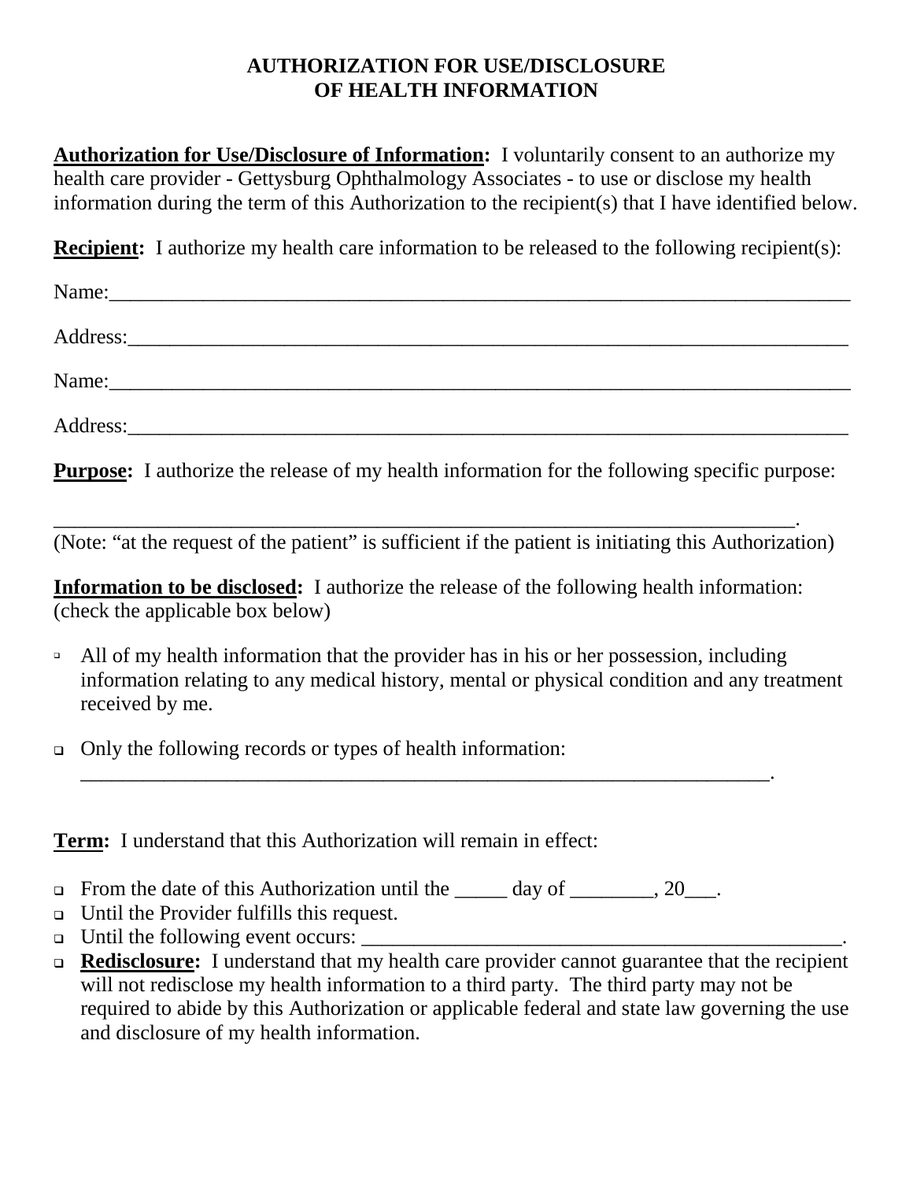# AUTHORIZATION FOR USE/DISCLOSURE OF HEALTH INFORMATION

**Authorization for Use/Disclosure of Information:** I voluntarily consent to an authorize my health care provider - Gettysburg Ophthalmology Associates - to use or disclose my health information during the term of this Authorization to the recipient(s) that I have identified below.

**Recipient:** I authorize my health care information to be released to the following recipient(s):

Name:___________________________________________________________________________

Address:_________________________________________________________________________

Name:___________________________________________________________________________

Address:_________________________________________________________________________

**Purpose:** I authorize the release of my health information for the following specific purpose:

_________________________________________________________________________.
(Note: "at the request of the patient" is sufficient if the patient is initiating this Authorization)

**Information to be disclosed:** I authorize the release of the following health information: (check the applicable box below)

- ☐ All of my health information that the provider has in his or her possession, including information relating to any medical history, mental or physical condition and any treatment received by me.
- ☐ Only the following records or types of health information: _____________________________________________________________________.

**Term:** I understand that this Authorization will remain in effect:

- ☐ From the date of this Authorization until the _____ day of ________, 20___.
- ☐ Until the Provider fulfills this request.
- ☐ Until the following event occurs: ________________________________________________.
- ☐ **Redisclosure:** I understand that my health care provider cannot guarantee that the recipient will not redisclose my health information to a third party. The third party may not be required to abide by this Authorization or applicable federal and state law governing the use and disclosure of my health information.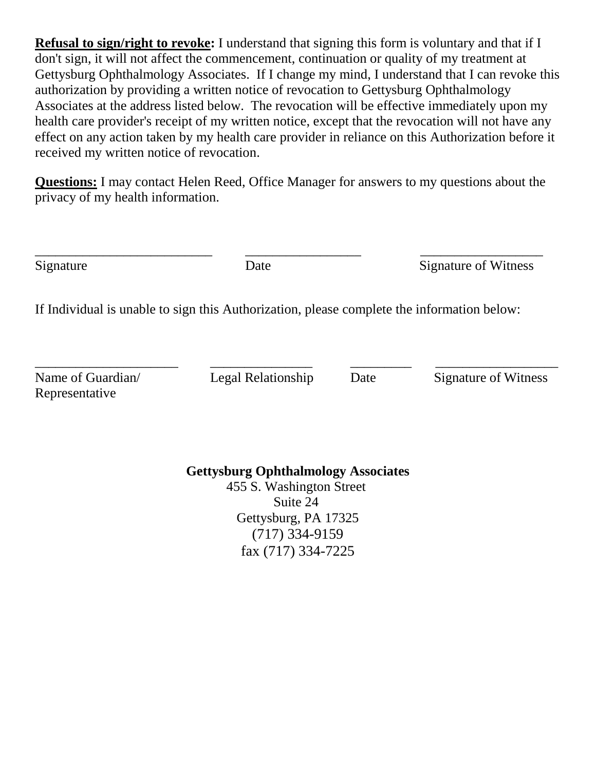**<u>Refusal to sign/right to revoke</u>:** I understand that signing this form is voluntary and that if I don't sign, it will not affect the commencement, continuation or quality of my treatment at Gettysburg Ophthalmology Associates. If I change my mind, I understand that I can revoke this authorization by providing a written notice of revocation to Gettysburg Ophthalmology Associates at the address listed below. The revocation will be effective immediately upon my health care provider's receipt of my written notice, except that the revocation will not have any effect on any action taken by my health care provider in reliance on this Authorization before it received my written notice of revocation.

**<u>Questions:</u>** I may contact Helen Reed, Office Manager for answers to my questions about the privacy of my health information.

| | | |
|---|---|---|
| ___________________________ | _________________ | __________________ |
| Signature | Date | Signature of Witness |

If Individual is unable to sign this Authorization, please complete the information below:

| | | | |
|---|---|---|---|
| _____________________ | _______________ | _________ | __________________ |
| Name of Guardian/ Representative | Legal Relationship | Date | Signature of Witness |

**Gettysburg Ophthalmology Associates**
455 S. Washington Street
Suite 24
Gettysburg, PA 17325
(717) 334-9159
fax (717) 334-7225